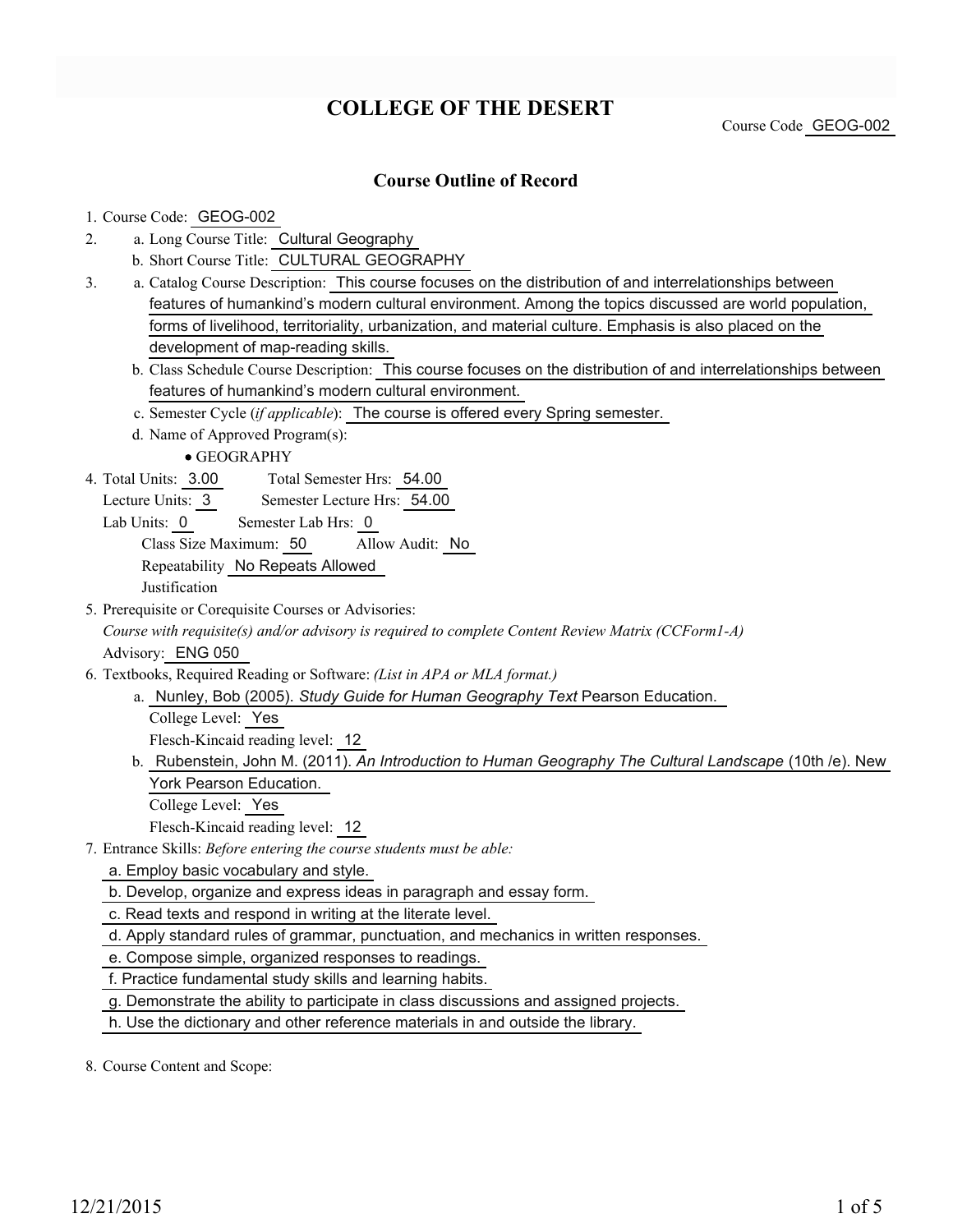# COLLEGE OF THE DESERT

Course Code GEOG-002

## Course Outline of Record

1. Course Code: GEOG-002
2. a. Long Course Title: Cultural Geography
   b. Short Course Title: CULTURAL GEOGRAPHY
3. a. Catalog Course Description: This course focuses on the distribution of and interrelationships between features of humankind's modern cultural environment. Among the topics discussed are world population, forms of livelihood, territoriality, urbanization, and material culture. Emphasis is also placed on the development of map-reading skills.
   b. Class Schedule Course Description: This course focuses on the distribution of and interrelationships between features of humankind's modern cultural environment.
   c. Semester Cycle (*if applicable*): The course is offered every Spring semester.
   d. Name of Approved Program(s):
      - GEOGRAPHY
4. Total Units: 3.00 Total Semester Hrs: 54.00
   Lecture Units: 3 Semester Lecture Hrs: 54.00
   Lab Units: 0 Semester Lab Hrs: 0
   Class Size Maximum: 50 Allow Audit: No
   Repeatability No Repeats Allowed
   Justification
5. Prerequisite or Corequisite Courses or Advisories:
   *Course with requisite(s) and/or advisory is required to complete Content Review Matrix (CCForm1-A)*
   Advisory: ENG 050
6. Textbooks, Required Reading or Software: *(List in APA or MLA format.)*
   a. Nunley, Bob (2005). *Study Guide for Human Geography Text* Pearson Education.
      College Level: Yes
      Flesch-Kincaid reading level: 12
   b. Rubenstein, John M. (2011). *An Introduction to Human Geography The Cultural Landscape* (10th /e). New York Pearson Education.
      College Level: Yes
      Flesch-Kincaid reading level: 12
7. Entrance Skills: *Before entering the course students must be able:*
   a. Employ basic vocabulary and style.
   b. Develop, organize and express ideas in paragraph and essay form.
   c. Read texts and respond in writing at the literate level.
   d. Apply standard rules of grammar, punctuation, and mechanics in written responses.
   e. Compose simple, organized responses to readings.
   f. Practice fundamental study skills and learning habits.
   g. Demonstrate the ability to participate in class discussions and assigned projects.
   h. Use the dictionary and other reference materials in and outside the library.
8. Course Content and Scope: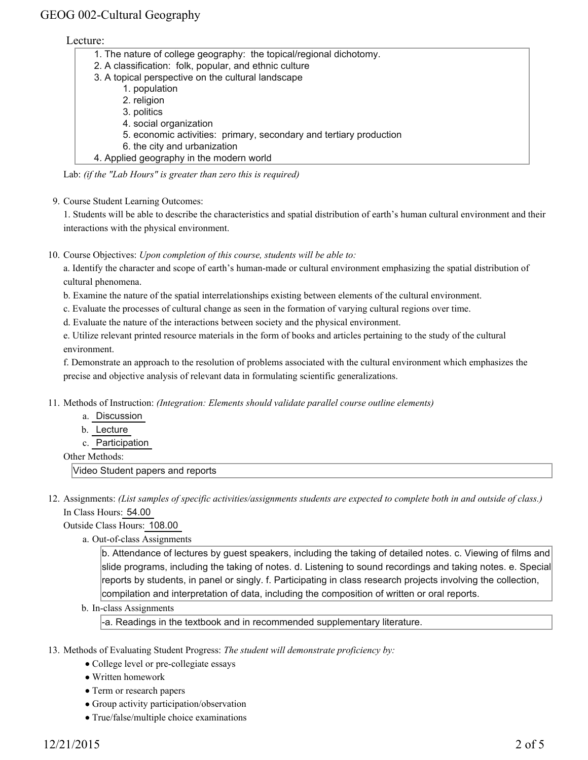Lecture:

1. The nature of college geography: the topical/regional dichotomy.
2. A classification: folk, popular, and ethnic culture
3. A topical perspective on the cultural landscape
    1. population
    2. religion
    3. politics
    4. social organization
    5. economic activities: primary, secondary and tertiary production
    6. the city and urbanization
4. Applied geography in the modern world

Lab: *(if the "Lab Hours" is greater than zero this is required)*

9. Course Student Learning Outcomes:

   1. Students will be able to describe the characteristics and spatial distribution of earth's human cultural environment and their interactions with the physical environment.

10. Course Objectives: *Upon completion of this course, students will be able to:*

    a. Identify the character and scope of earth's human-made or cultural environment emphasizing the spatial distribution of cultural phenomena.

    b. Examine the nature of the spatial interrelationships existing between elements of the cultural environment.

    c. Evaluate the processes of cultural change as seen in the formation of varying cultural regions over time.

    d. Evaluate the nature of the interactions between society and the physical environment.

    e. Utilize relevant printed resource materials in the form of books and articles pertaining to the study of the cultural environment.

    f. Demonstrate an approach to the resolution of problems associated with the cultural environment which emphasizes the precise and objective analysis of relevant data in formulating scientific generalizations.

11. Methods of Instruction: *(Integration: Elements should validate parallel course outline elements)*

    a. Discussion
    b. Lecture
    c. Participation

    Other Methods:

    Video Student papers and reports

12. Assignments: *(List samples of specific activities/assignments students are expected to complete both in and outside of class.)*

    In Class Hours: 54.00

    Outside Class Hours: 108.00

    a. Out-of-class Assignments

       b. Attendance of lectures by guest speakers, including the taking of detailed notes. c. Viewing of films and slide programs, including the taking of notes. d. Listening to sound recordings and taking notes. e. Special reports by students, in panel or singly. f. Participating in class research projects involving the collection, compilation and interpretation of data, including the composition of written or oral reports.

    b. In-class Assignments

       -a. Readings in the textbook and in recommended supplementary literature.

13. Methods of Evaluating Student Progress: *The student will demonstrate proficiency by:*

    - College level or pre-collegiate essays
    - Written homework
    - Term or research papers
    - Group activity participation/observation
    - True/false/multiple choice examinations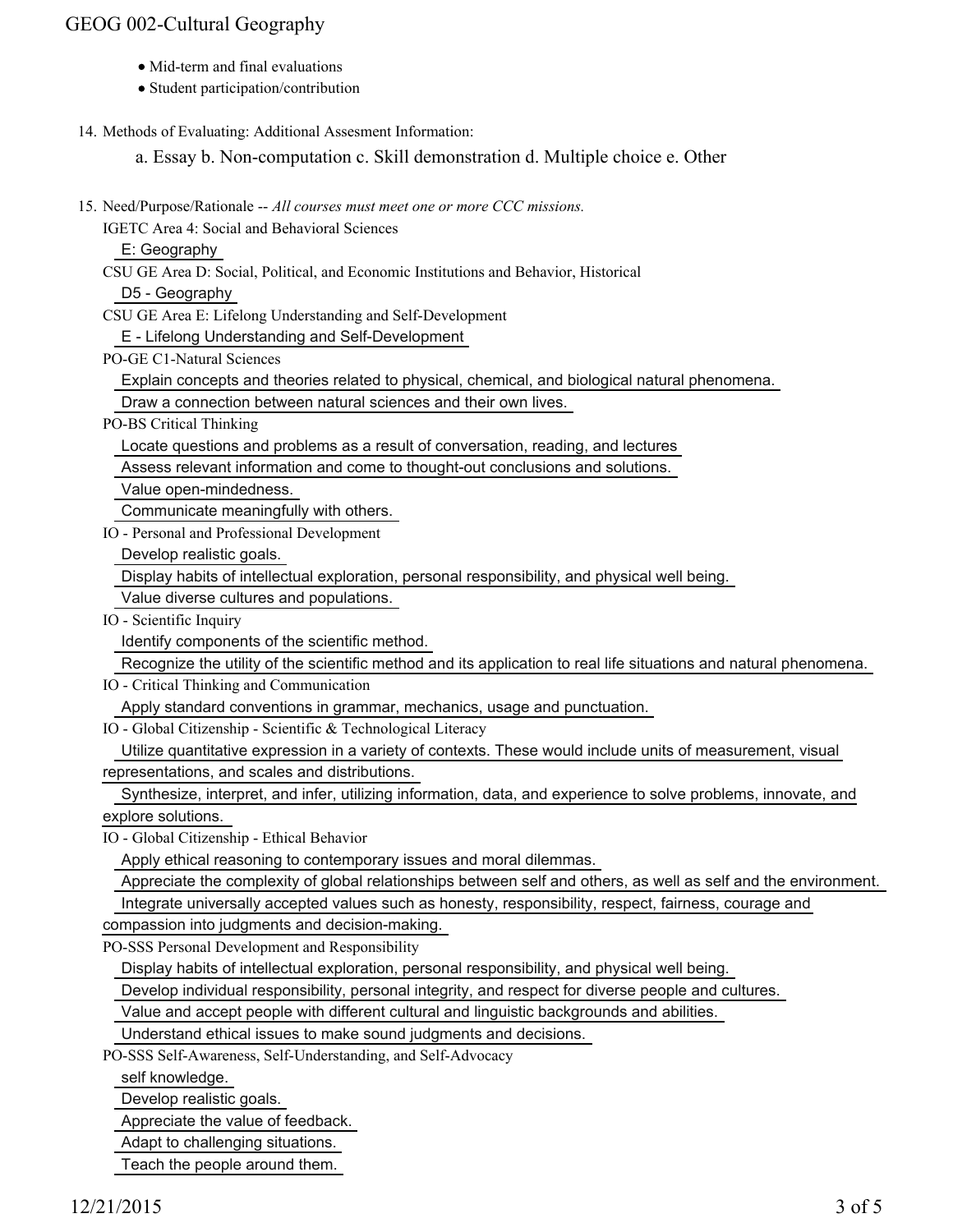- Mid-term and final evaluations
- Student participation/contribution

14. Methods of Evaluating: Additional Assesment Information:

    a. Essay b. Non-computation c. Skill demonstration d. Multiple choice e. Other

15. Need/Purpose/Rationale -- *All courses must meet one or more CCC missions.*

    IGETC Area 4: Social and Behavioral Sciences

    E: Geography

    CSU GE Area D: Social, Political, and Economic Institutions and Behavior, Historical

    D5 - Geography

    CSU GE Area E: Lifelong Understanding and Self-Development

    E - Lifelong Understanding and Self-Development

    PO-GE C1-Natural Sciences

    Explain concepts and theories related to physical, chemical, and biological natural phenomena.

    Draw a connection between natural sciences and their own lives.

    PO-BS Critical Thinking

    Locate questions and problems as a result of conversation, reading, and lectures

    Assess relevant information and come to thought-out conclusions and solutions.

    Value open-mindedness.

    Communicate meaningfully with others.

    IO - Personal and Professional Development

    Develop realistic goals.

    Display habits of intellectual exploration, personal responsibility, and physical well being.

    Value diverse cultures and populations.

    IO - Scientific Inquiry

    Identify components of the scientific method.

    Recognize the utility of the scientific method and its application to real life situations and natural phenomena.

    IO - Critical Thinking and Communication

    Apply standard conventions in grammar, mechanics, usage and punctuation.

    IO - Global Citizenship - Scientific & Technological Literacy

    Utilize quantitative expression in a variety of contexts. These would include units of measurement, visual representations, and scales and distributions.

    Synthesize, interpret, and infer, utilizing information, data, and experience to solve problems, innovate, and explore solutions.

    IO - Global Citizenship - Ethical Behavior

    Apply ethical reasoning to contemporary issues and moral dilemmas.

    Appreciate the complexity of global relationships between self and others, as well as self and the environment.

    Integrate universally accepted values such as honesty, responsibility, respect, fairness, courage and compassion into judgments and decision-making.

    PO-SSS Personal Development and Responsibility

    Display habits of intellectual exploration, personal responsibility, and physical well being.

    Develop individual responsibility, personal integrity, and respect for diverse people and cultures.

    Value and accept people with different cultural and linguistic backgrounds and abilities.

    Understand ethical issues to make sound judgments and decisions.

    PO-SSS Self-Awareness, Self-Understanding, and Self-Advocacy

    self knowledge.

    Develop realistic goals.

    Appreciate the value of feedback.

    Adapt to challenging situations.

    Teach the people around them.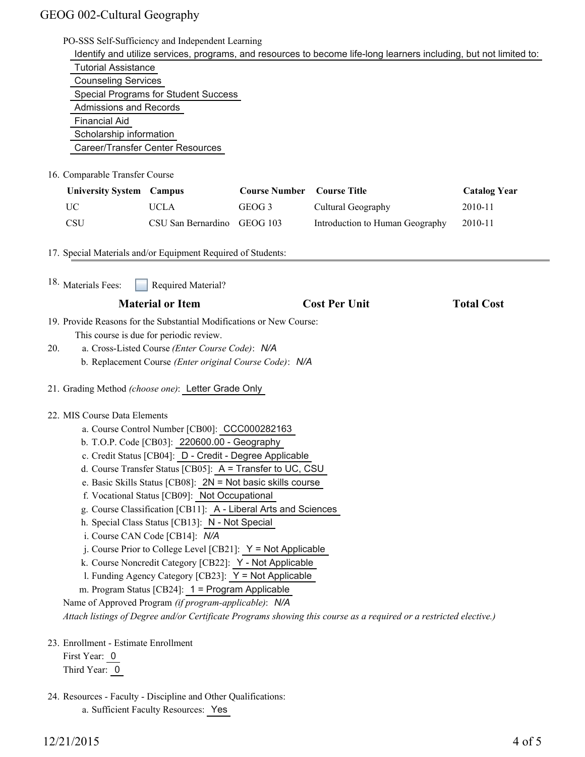PO-SSS Self-Sufficiency and Independent Learning

Identify and utilize services, programs, and resources to become life-long learners including, but not limited to:

Tutorial Assistance

Counseling Services

Special Programs for Student Success

Admissions and Records

Financial Aid

Scholarship information

Career/Transfer Center Resources

16. Comparable Transfer Course

| University System | Campus | Course Number | Course Title | Catalog Year |
|---|---|---|---|---|
| UC | UCLA | GEOG 3 | Cultural Geography | 2010-11 |
| CSU | CSU San Bernardino | GEOG 103 | Introduction to Human Geography | 2010-11 |

17. Special Materials and/or Equipment Required of Students:

18. Materials Fees: ☐ Required Material?

| Material or Item | Cost Per Unit | Total Cost |
|---|---|---|

19. Provide Reasons for the Substantial Modifications or New Course:

This course is due for periodic review.

20. a. Cross-Listed Course *(Enter Course Code)*: *N/A*

    b. Replacement Course *(Enter original Course Code)*: *N/A*

21. Grading Method *(choose one)*: Letter Grade Only

22. MIS Course Data Elements

    a. Course Control Number [CB00]: CCC000282163

    b. T.O.P. Code [CB03]: 220600.00 - Geography

    c. Credit Status [CB04]: D - Credit - Degree Applicable

    d. Course Transfer Status [CB05]: A = Transfer to UC, CSU

    e. Basic Skills Status [CB08]: 2N = Not basic skills course

    f. Vocational Status [CB09]: Not Occupational

    g. Course Classification [CB11]: A - Liberal Arts and Sciences

    h. Special Class Status [CB13]: N - Not Special

    i. Course CAN Code [CB14]: *N/A*

    j. Course Prior to College Level [CB21]: Y = Not Applicable

    k. Course Noncredit Category [CB22]: Y - Not Applicable

    l. Funding Agency Category [CB23]: Y = Not Applicable

    m. Program Status [CB24]: 1 = Program Applicable

    Name of Approved Program *(if program-applicable)*: *N/A*

    *Attach listings of Degree and/or Certificate Programs showing this course as a required or a restricted elective.)*

23. Enrollment - Estimate Enrollment

    First Year: 0

    Third Year: 0

24. Resources - Faculty - Discipline and Other Qualifications:

    a. Sufficient Faculty Resources: Yes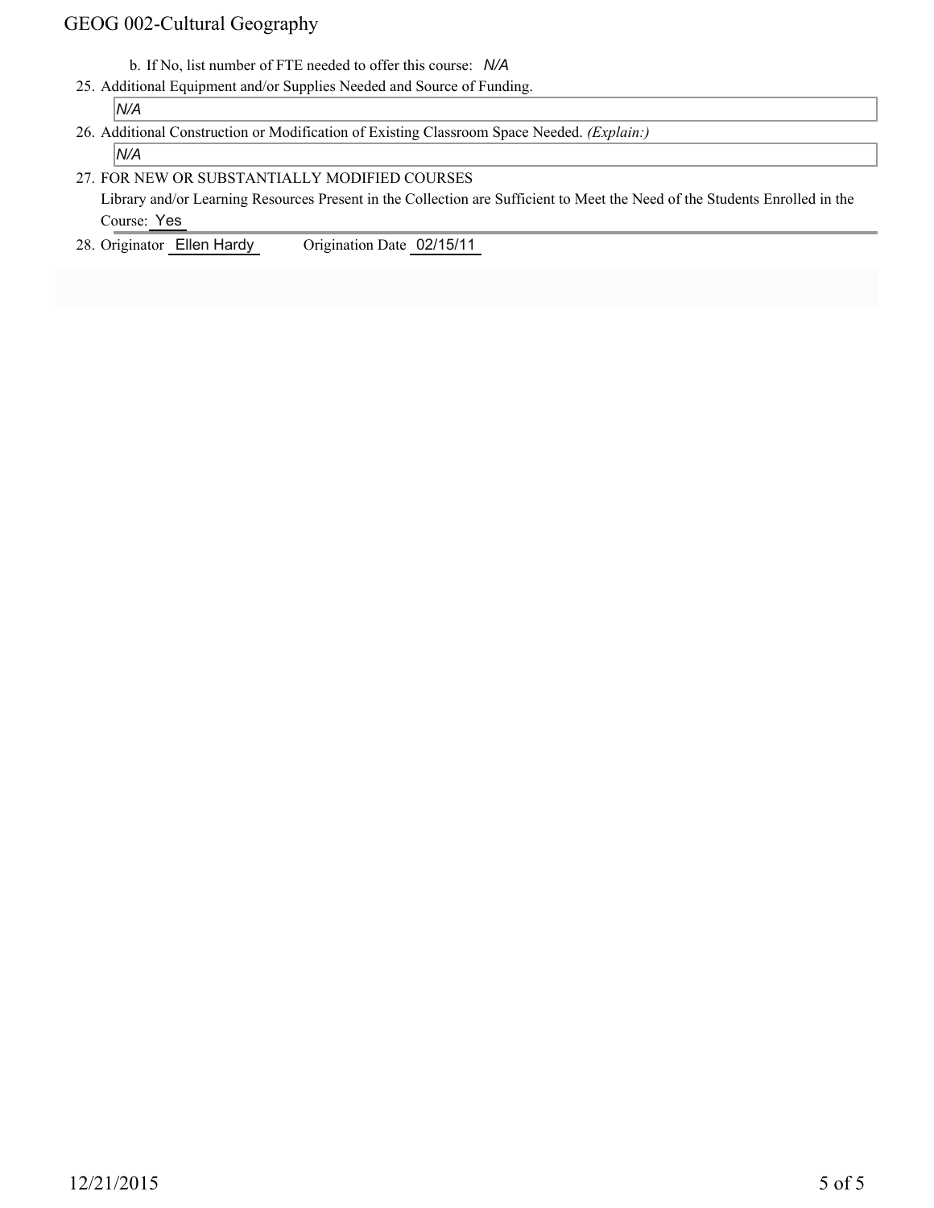b. If No, list number of FTE needed to offer this course: *N/A*

25. Additional Equipment and/or Supplies Needed and Source of Funding.

    *N/A*

26. Additional Construction or Modification of Existing Classroom Space Needed. *(Explain:)*

    *N/A*

27. FOR NEW OR SUBSTANTIALLY MODIFIED COURSES

    Library and/or Learning Resources Present in the Collection are Sufficient to Meet the Need of the Students Enrolled in the Course: Yes

28. Originator Ellen Hardy Origination Date 02/15/11